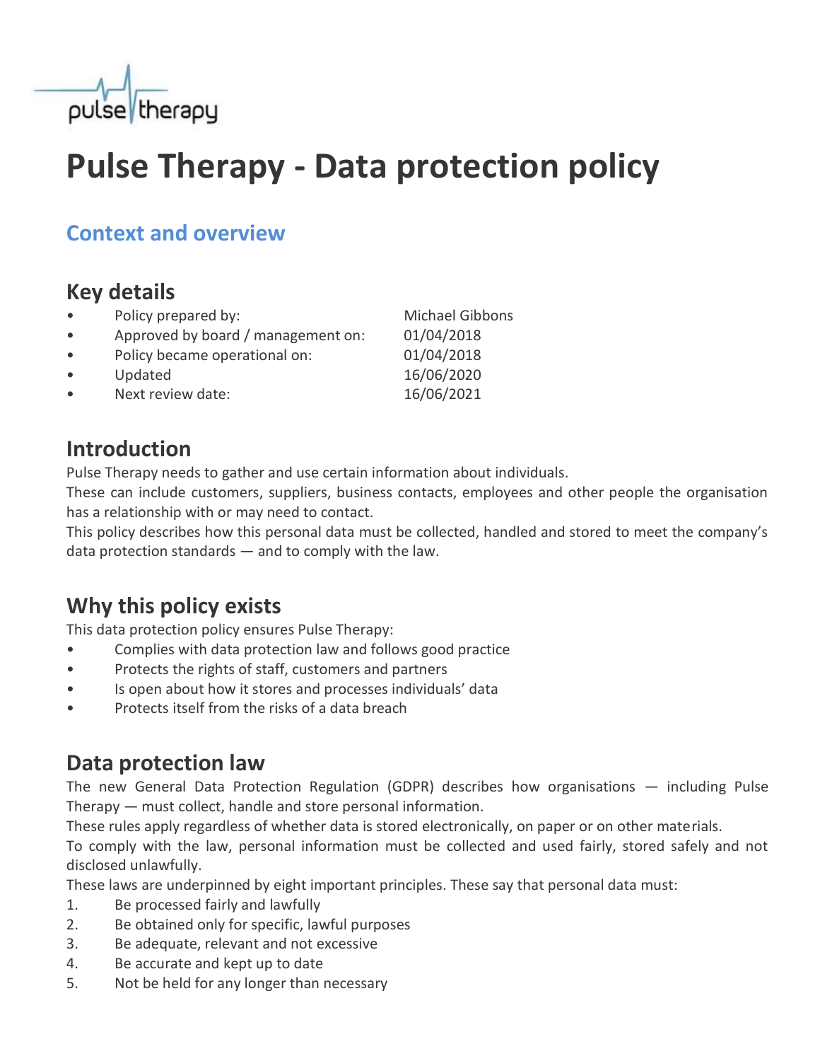# Pulse Therapy - Data protection policy

## Context and overview

### Key details

- Policy prepared by: Michael Gibbons
- Approved by board / management on: 01/04/2018
- Policy became operational on: 01/04/2018
- Updated 16/06/2020
- Next review date: 16/06/2021

### Introduction

Pulse Therapy needs to gather and use certain information about individuals.

These can include customers, suppliers, business contacts, employees and other people the organisation has a relationship with or may need to contact.

This policy describes how this personal data must be collected, handled and stored to meet the company's data protection standards — and to comply with the law.

### Why this policy exists

This data protection policy ensures Pulse Therapy:

- Complies with data protection law and follows good practice
- Protects the rights of staff, customers and partners
- Is open about how it stores and processes individuals' data
- Protects itself from the risks of a data breach

### Data protection law

The new General Data Protection Regulation (GDPR) describes how organisations — including Pulse Therapy — must collect, handle and store personal information.

These rules apply regardless of whether data is stored electronically, on paper or on other materials.

To comply with the law, personal information must be collected and used fairly, stored safely and not disclosed unlawfully.

These laws are underpinned by eight important principles. These say that personal data must:

1. Be processed fairly and lawfully
2. Be obtained only for specific, lawful purposes
3. Be adequate, relevant and not excessive
4. Be accurate and kept up to date
5. Not be held for any longer than necessary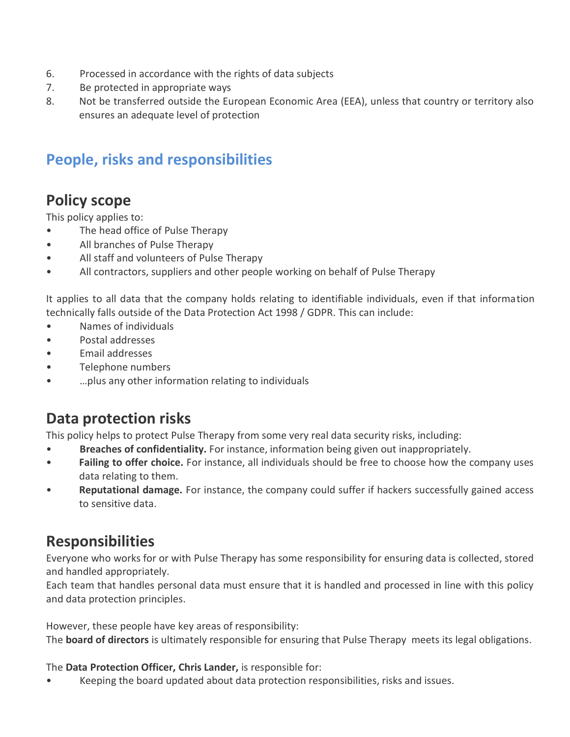6. Processed in accordance with the rights of data subjects
7. Be protected in appropriate ways
8. Not be transferred outside the European Economic Area (EEA), unless that country or territory also ensures an adequate level of protection

# People, risks and responsibilities

## Policy scope

This policy applies to:

- The head office of Pulse Therapy
- All branches of Pulse Therapy
- All staff and volunteers of Pulse Therapy
- All contractors, suppliers and other people working on behalf of Pulse Therapy

It applies to all data that the company holds relating to identifiable individuals, even if that information technically falls outside of the Data Protection Act 1998 / GDPR. This can include:

- Names of individuals
- Postal addresses
- Email addresses
- Telephone numbers
- …plus any other information relating to individuals

## Data protection risks

This policy helps to protect Pulse Therapy from some very real data security risks, including:

- **Breaches of confidentiality.** For instance, information being given out inappropriately.
- **Failing to offer choice.** For instance, all individuals should be free to choose how the company uses data relating to them.
- **Reputational damage.** For instance, the company could suffer if hackers successfully gained access to sensitive data.

## Responsibilities

Everyone who works for or with Pulse Therapy has some responsibility for ensuring data is collected, stored and handled appropriately.
Each team that handles personal data must ensure that it is handled and processed in line with this policy and data protection principles.

However, these people have key areas of responsibility:
The **board of directors** is ultimately responsible for ensuring that Pulse Therapy meets its legal obligations.

The **Data Protection Officer, Chris Lander,** is responsible for:

- Keeping the board updated about data protection responsibilities, risks and issues.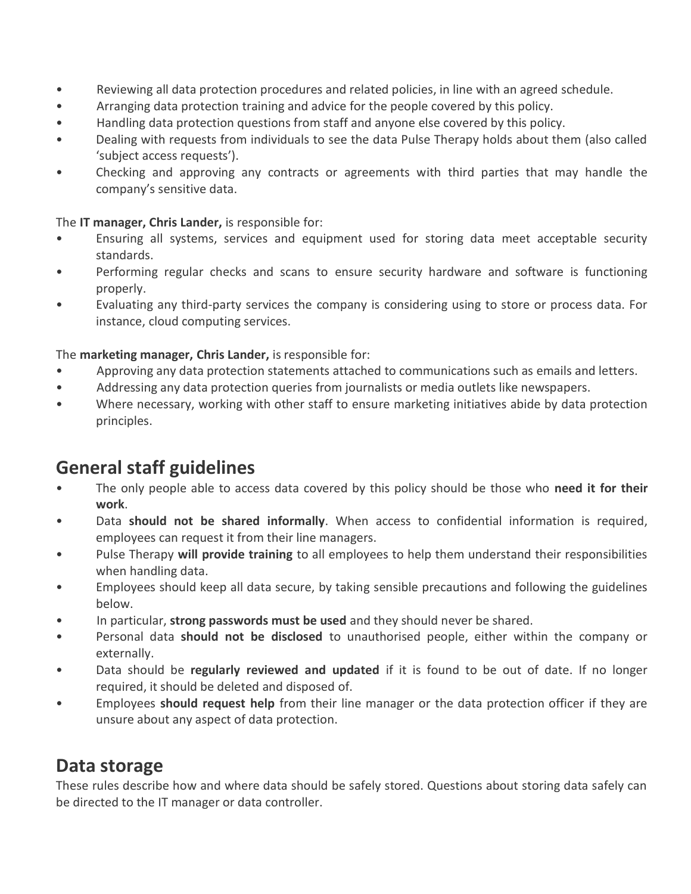- Reviewing all data protection procedures and related policies, in line with an agreed schedule.
- Arranging data protection training and advice for the people covered by this policy.
- Handling data protection questions from staff and anyone else covered by this policy.
- Dealing with requests from individuals to see the data Pulse Therapy holds about them (also called 'subject access requests').
- Checking and approving any contracts or agreements with third parties that may handle the company's sensitive data.

The **IT manager, Chris Lander,** is responsible for:

- Ensuring all systems, services and equipment used for storing data meet acceptable security standards.
- Performing regular checks and scans to ensure security hardware and software is functioning properly.
- Evaluating any third-party services the company is considering using to store or process data. For instance, cloud computing services.

The **marketing manager, Chris Lander,** is responsible for:

- Approving any data protection statements attached to communications such as emails and letters.
- Addressing any data protection queries from journalists or media outlets like newspapers.
- Where necessary, working with other staff to ensure marketing initiatives abide by data protection principles.

## General staff guidelines

- The only people able to access data covered by this policy should be those who **need it for their work**.
- Data **should not be shared informally**. When access to confidential information is required, employees can request it from their line managers.
- Pulse Therapy **will provide training** to all employees to help them understand their responsibilities when handling data.
- Employees should keep all data secure, by taking sensible precautions and following the guidelines below.
- In particular, **strong passwords must be used** and they should never be shared.
- Personal data **should not be disclosed** to unauthorised people, either within the company or externally.
- Data should be **regularly reviewed and updated** if it is found to be out of date. If no longer required, it should be deleted and disposed of.
- Employees **should request help** from their line manager or the data protection officer if they are unsure about any aspect of data protection.

## Data storage

These rules describe how and where data should be safely stored. Questions about storing data safely can be directed to the IT manager or data controller.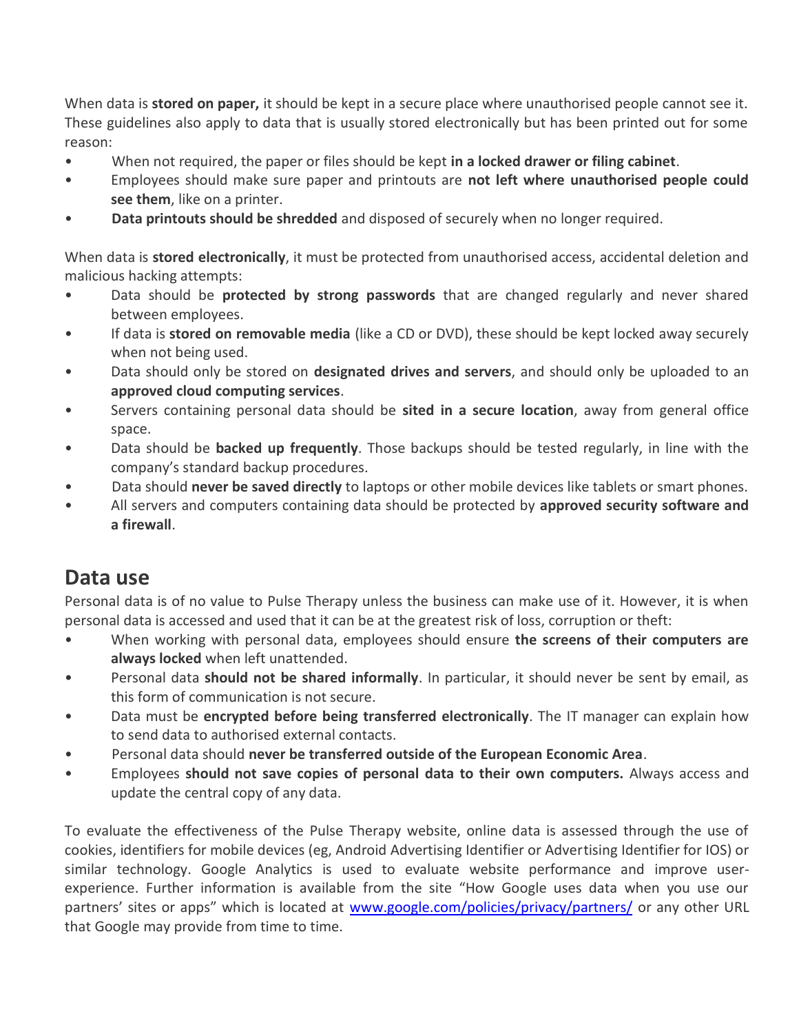When data is **stored on paper,** it should be kept in a secure place where unauthorised people cannot see it. These guidelines also apply to data that is usually stored electronically but has been printed out for some reason:

- When not required, the paper or files should be kept **in a locked drawer or filing cabinet**.
- Employees should make sure paper and printouts are **not left where unauthorised people could see them**, like on a printer.
- **Data printouts should be shredded** and disposed of securely when no longer required.

When data is **stored electronically**, it must be protected from unauthorised access, accidental deletion and malicious hacking attempts:

- Data should be **protected by strong passwords** that are changed regularly and never shared between employees.
- If data is **stored on removable media** (like a CD or DVD), these should be kept locked away securely when not being used.
- Data should only be stored on **designated drives and servers**, and should only be uploaded to an **approved cloud computing services**.
- Servers containing personal data should be **sited in a secure location**, away from general office space.
- Data should be **backed up frequently**. Those backups should be tested regularly, in line with the company's standard backup procedures.
- Data should **never be saved directly** to laptops or other mobile devices like tablets or smart phones.
- All servers and computers containing data should be protected by **approved security software and a firewall**.

## Data use

Personal data is of no value to Pulse Therapy unless the business can make use of it. However, it is when personal data is accessed and used that it can be at the greatest risk of loss, corruption or theft:

- When working with personal data, employees should ensure **the screens of their computers are always locked** when left unattended.
- Personal data **should not be shared informally**. In particular, it should never be sent by email, as this form of communication is not secure.
- Data must be **encrypted before being transferred electronically**. The IT manager can explain how to send data to authorised external contacts.
- Personal data should **never be transferred outside of the European Economic Area**.
- Employees **should not save copies of personal data to their own computers.** Always access and update the central copy of any data.

To evaluate the effectiveness of the Pulse Therapy website, online data is assessed through the use of cookies, identifiers for mobile devices (eg, Android Advertising Identifier or Advertising Identifier for IOS) or similar technology. Google Analytics is used to evaluate website performance and improve user-experience. Further information is available from the site "How Google uses data when you use our partners' sites or apps" which is located at [www.google.com/policies/privacy/partners/](http://www.google.com/policies/privacy/partners/) or any other URL that Google may provide from time to time.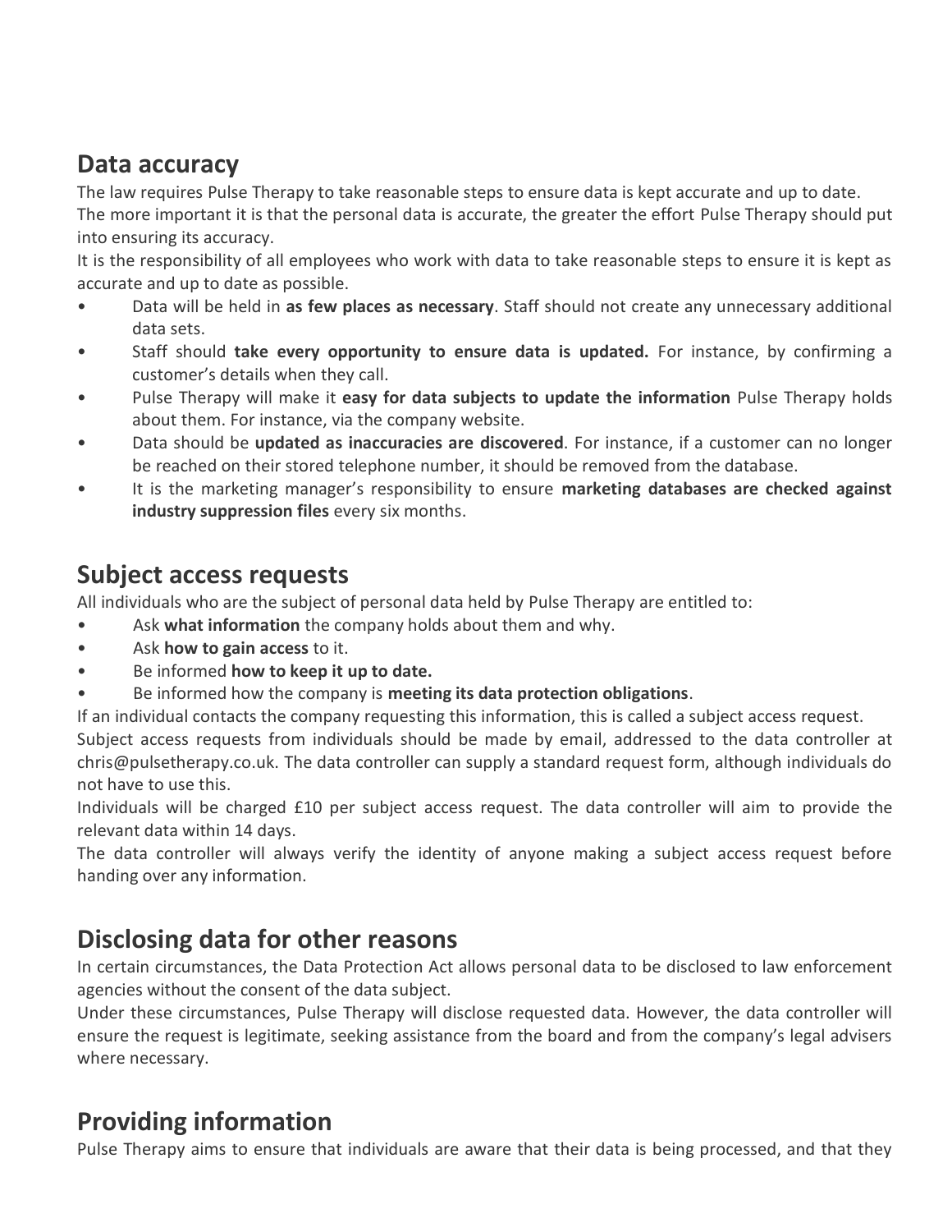## Data accuracy

The law requires Pulse Therapy to take reasonable steps to ensure data is kept accurate and up to date.
The more important it is that the personal data is accurate, the greater the effort Pulse Therapy should put into ensuring its accuracy.
It is the responsibility of all employees who work with data to take reasonable steps to ensure it is kept as accurate and up to date as possible.

- Data will be held in **as few places as necessary**. Staff should not create any unnecessary additional data sets.
- Staff should **take every opportunity to ensure data is updated.** For instance, by confirming a customer's details when they call.
- Pulse Therapy will make it **easy for data subjects to update the information** Pulse Therapy holds about them. For instance, via the company website.
- Data should be **updated as inaccuracies are discovered**. For instance, if a customer can no longer be reached on their stored telephone number, it should be removed from the database.
- It is the marketing manager's responsibility to ensure **marketing databases are checked against industry suppression files** every six months.

## Subject access requests

All individuals who are the subject of personal data held by Pulse Therapy are entitled to:

- Ask **what information** the company holds about them and why.
- Ask **how to gain access** to it.
- Be informed **how to keep it up to date.**
- Be informed how the company is **meeting its data protection obligations**.

If an individual contacts the company requesting this information, this is called a subject access request.
Subject access requests from individuals should be made by email, addressed to the data controller at chris@pulsetherapy.co.uk. The data controller can supply a standard request form, although individuals do not have to use this.
Individuals will be charged £10 per subject access request. The data controller will aim to provide the relevant data within 14 days.
The data controller will always verify the identity of anyone making a subject access request before handing over any information.

## Disclosing data for other reasons

In certain circumstances, the Data Protection Act allows personal data to be disclosed to law enforcement agencies without the consent of the data subject.
Under these circumstances, Pulse Therapy will disclose requested data. However, the data controller will ensure the request is legitimate, seeking assistance from the board and from the company's legal advisers where necessary.

## Providing information

Pulse Therapy aims to ensure that individuals are aware that their data is being processed, and that they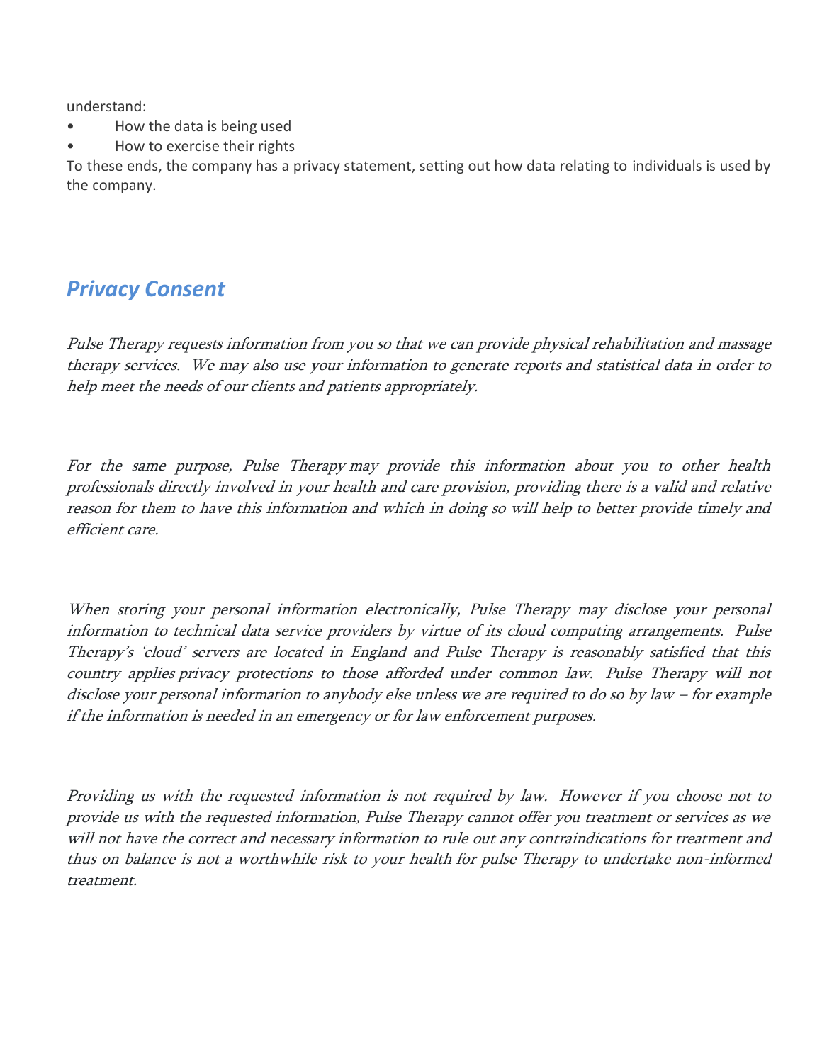understand:

- How the data is being used
- How to exercise their rights

To these ends, the company has a privacy statement, setting out how data relating to individuals is used by the company.

## *Privacy Consent*

*Pulse Therapy requests information from you so that we can provide physical rehabilitation and massage therapy services. We may also use your information to generate reports and statistical data in order to help meet the needs of our clients and patients appropriately.*

*For the same purpose, Pulse Therapy may provide this information about you to other health professionals directly involved in your health and care provision, providing there is a valid and relative reason for them to have this information and which in doing so will help to better provide timely and efficient care.*

*When storing your personal information electronically, Pulse Therapy may disclose your personal information to technical data service providers by virtue of its cloud computing arrangements. Pulse Therapy's 'cloud' servers are located in England and Pulse Therapy is reasonably satisfied that this country applies privacy protections to those afforded under common law. Pulse Therapy will not disclose your personal information to anybody else unless we are required to do so by law – for example if the information is needed in an emergency or for law enforcement purposes.*

*Providing us with the requested information is not required by law. However if you choose not to provide us with the requested information, Pulse Therapy cannot offer you treatment or services as we will not have the correct and necessary information to rule out any contraindications for treatment and thus on balance is not a worthwhile risk to your health for pulse Therapy to undertake non-informed treatment.*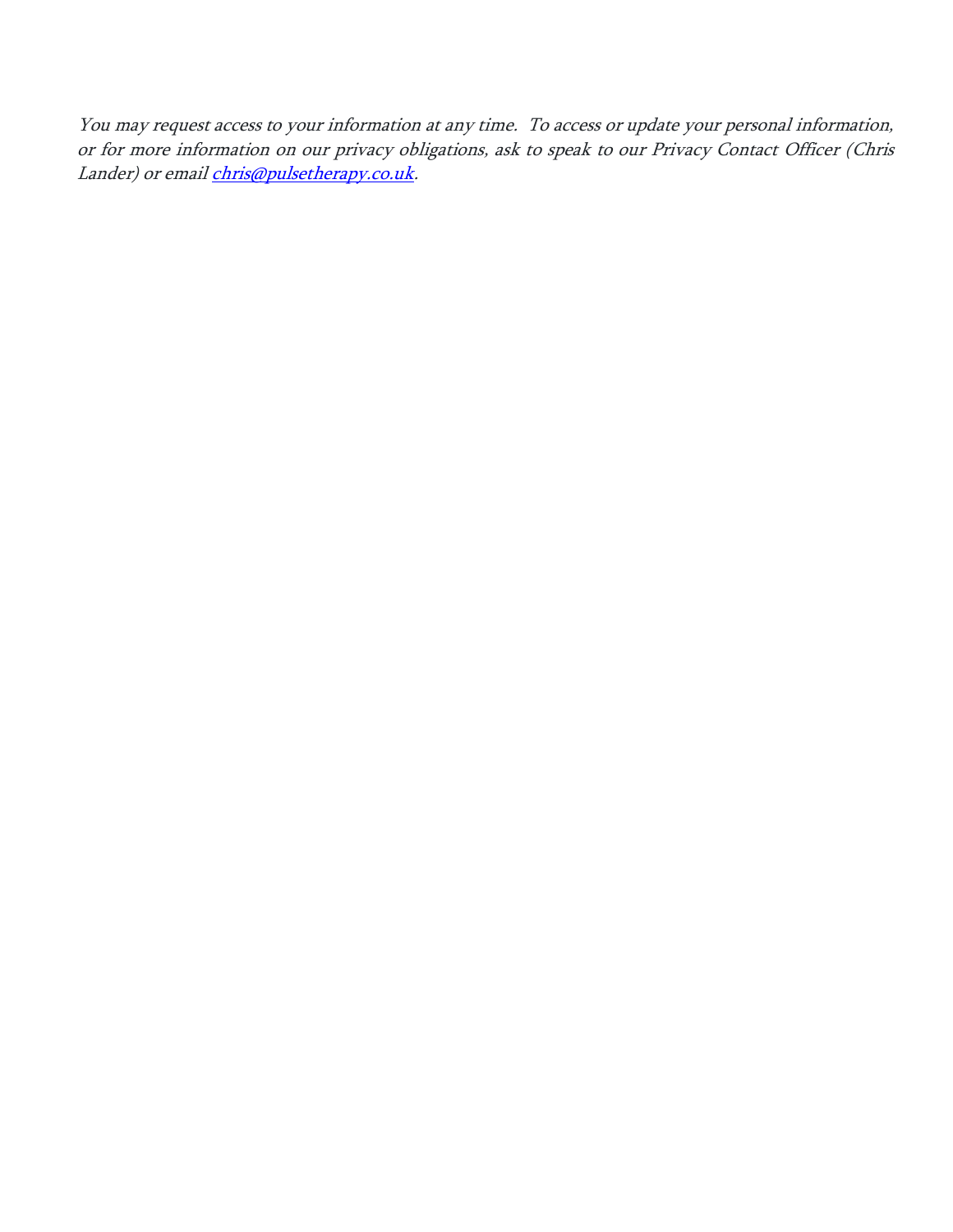*You may request access to your information at any time. To access or update your personal information, or for more information on our privacy obligations, ask to speak to our Privacy Contact Officer (Chris Lander) or email [chris@pulsetherapy.co.uk](mailto:chris@pulsetherapy.co.uk).*